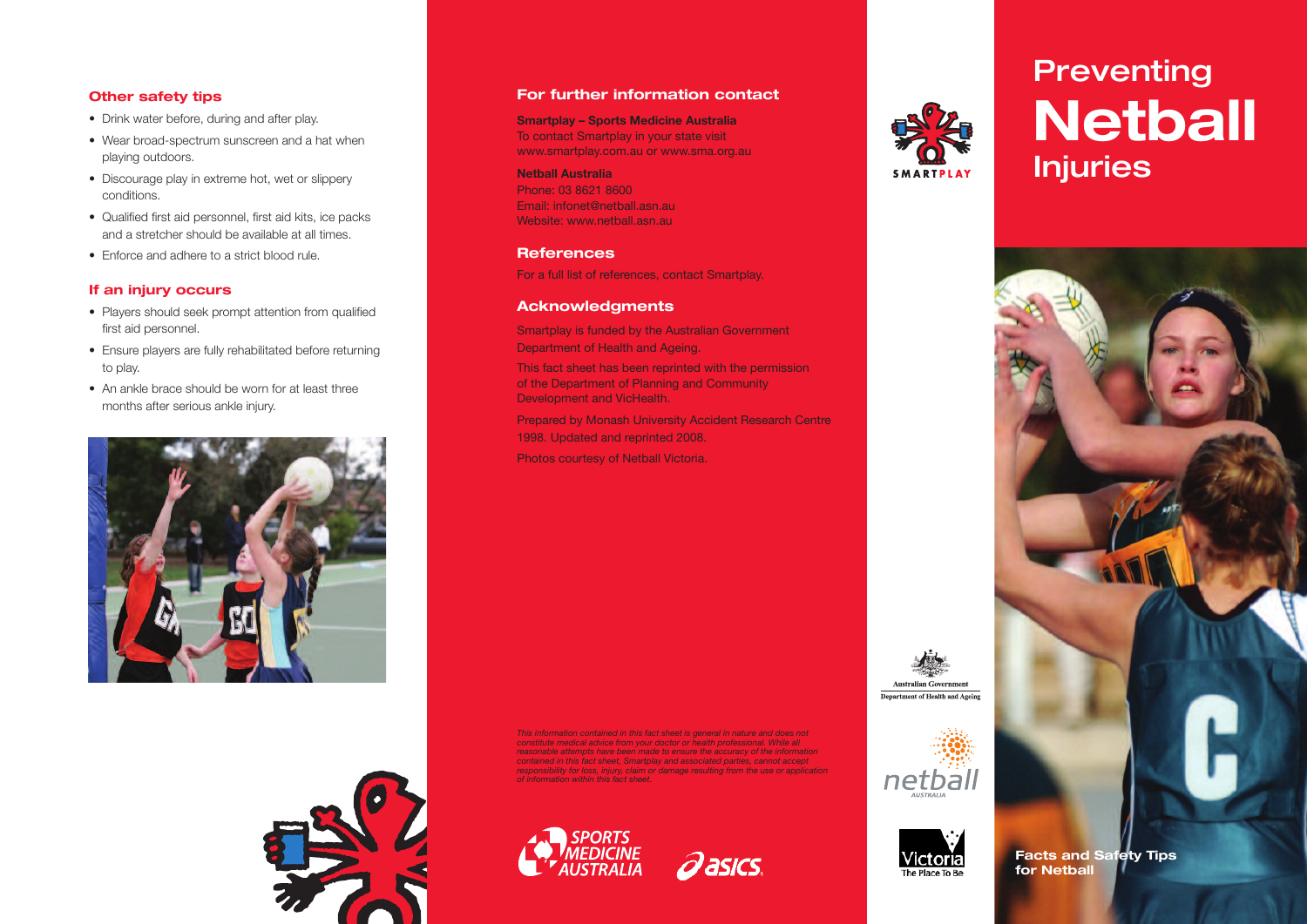# Preventing Netball Injuries

Facts and Safety Tips for Netball

## Other safety tips

- Drink water before, during and after play.
- Wear broad-spectrum sunscreen and a hat when playing outdoors.
- Discourage play in extreme hot, wet or slippery conditions.
- Qualified first aid personnel, first aid kits, ice packs and a stretcher should be available at all times.
- Enforce and adhere to a strict blood rule.

## If an injury occurs

- Players should seek prompt attention from qualified first aid personnel.
- Ensure players are fully rehabilitated before returning to play.
- An ankle brace should be worn for at least three months after serious ankle injury.

## For further information contact

**Smartplay – Sports Medicine Australia**
To contact Smartplay in your state visit
www.smartplay.com.au or www.sma.org.au

**Netball Australia**
Phone: 03 8621 8600
Email: infonet@netball.asn.au
Website: www.netball.asn.au

## References

For a full list of references, contact Smartplay.

## Acknowledgments

Smartplay is funded by the Australian Government Department of Health and Ageing.

This fact sheet has been reprinted with the permission of the Department of Planning and Community Development and VicHealth.

Prepared by Monash University Accident Research Centre 1998. Updated and reprinted 2008.

Photos courtesy of Netball Victoria.

*This information contained in this fact sheet is general in nature and does not constitute medical advice from your doctor or health professional. While all reasonable attempts have been made to ensure the accuracy of the information contained in this fact sheet, Smartplay and associated parties, cannot accept responsibility for loss, injury, claim or damage resulting from the use or application of information within this fact sheet.*

SMARTPLAY

Sports Medicine Australia

asics

Australian Government
Department of Health and Ageing

netball AUSTRALIA

Victoria The Place To Be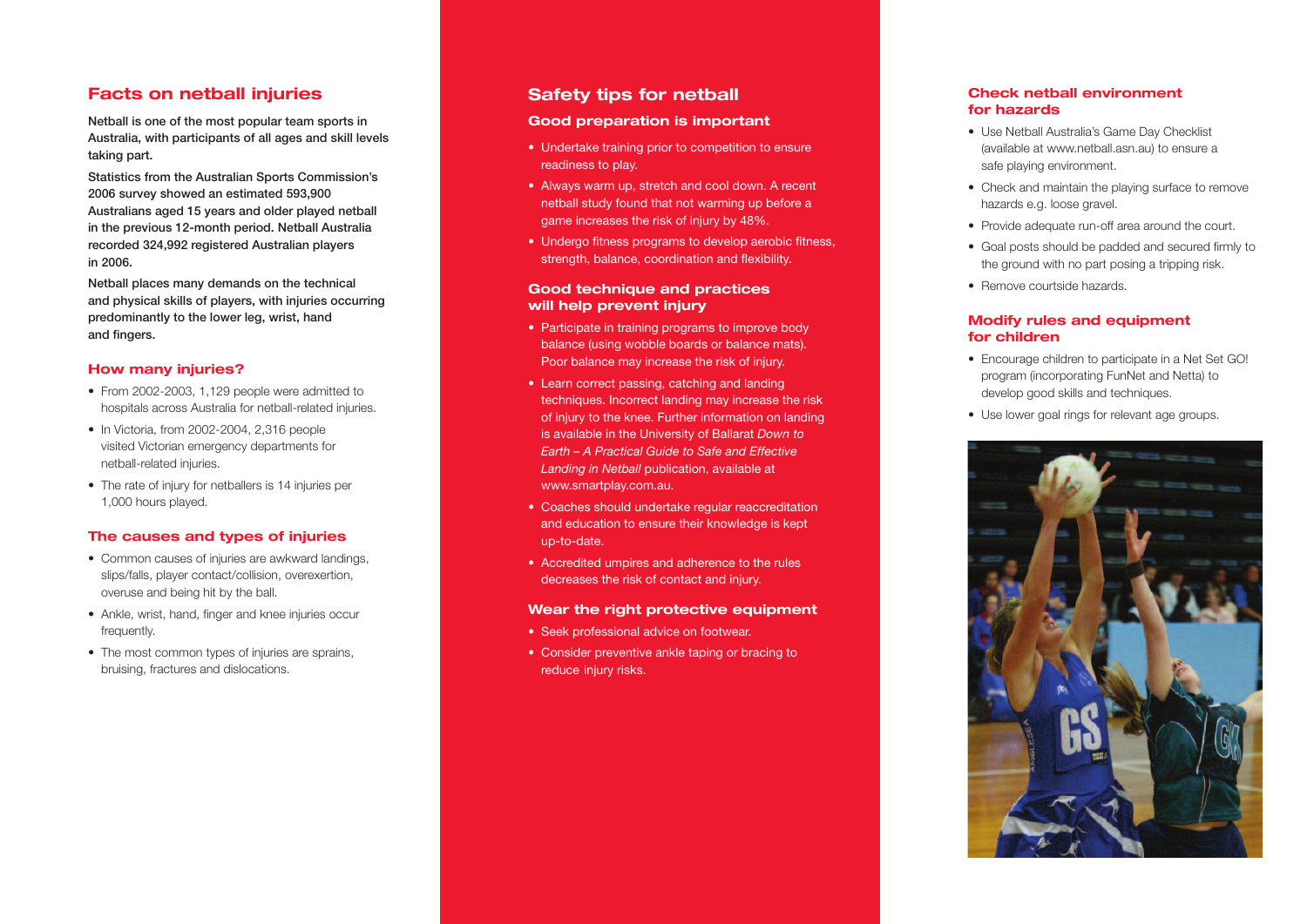## Facts on netball injuries

**Netball is one of the most popular team sports in Australia, with participants of all ages and skill levels taking part.**

**Statistics from the Australian Sports Commission's 2006 survey showed an estimated 593,900 Australians aged 15 years and older played netball in the previous 12-month period. Netball Australia recorded 324,992 registered Australian players in 2006.**

**Netball places many demands on the technical and physical skills of players, with injuries occurring predominantly to the lower leg, wrist, hand and fingers.**

### How many injuries?

- From 2002-2003, 1,129 people were admitted to hospitals across Australia for netball-related injuries.
- In Victoria, from 2002-2004, 2,316 people visited Victorian emergency departments for netball-related injuries.
- The rate of injury for netballers is 14 injuries per 1,000 hours played.

### The causes and types of injuries

- Common causes of injuries are awkward landings, slips/falls, player contact/collision, overexertion, overuse and being hit by the ball.
- Ankle, wrist, hand, finger and knee injuries occur frequently.
- The most common types of injuries are sprains, bruising, fractures and dislocations.

## Safety tips for netball

### Good preparation is important

- Undertake training prior to competition to ensure readiness to play.
- Always warm up, stretch and cool down. A recent netball study found that not warming up before a game increases the risk of injury by 48%.
- Undergo fitness programs to develop aerobic fitness, strength, balance, coordination and flexibility.

### Good technique and practices will help prevent injury

- Participate in training programs to improve body balance (using wobble boards or balance mats). Poor balance may increase the risk of injury.
- Learn correct passing, catching and landing techniques. Incorrect landing may increase the risk of injury to the knee. Further information on landing is available in the University of Ballarat *Down to Earth – A Practical Guide to Safe and Effective Landing in Netball* publication, available at www.smartplay.com.au.
- Coaches should undertake regular reaccreditation and education to ensure their knowledge is kept up-to-date.
- Accredited umpires and adherence to the rules decreases the risk of contact and injury.

### Wear the right protective equipment

- Seek professional advice on footwear.
- Consider preventive ankle taping or bracing to reduce injury risks.

### Check netball environment for hazards

- Use Netball Australia's Game Day Checklist (available at www.netball.asn.au) to ensure a safe playing environment.
- Check and maintain the playing surface to remove hazards e.g. loose gravel.
- Provide adequate run-off area around the court.
- Goal posts should be padded and secured firmly to the ground with no part posing a tripping risk.
- Remove courtside hazards.

### Modify rules and equipment for children

- Encourage children to participate in a Net Set GO! program (incorporating FunNet and Netta) to develop good skills and techniques.
- Use lower goal rings for relevant age groups.